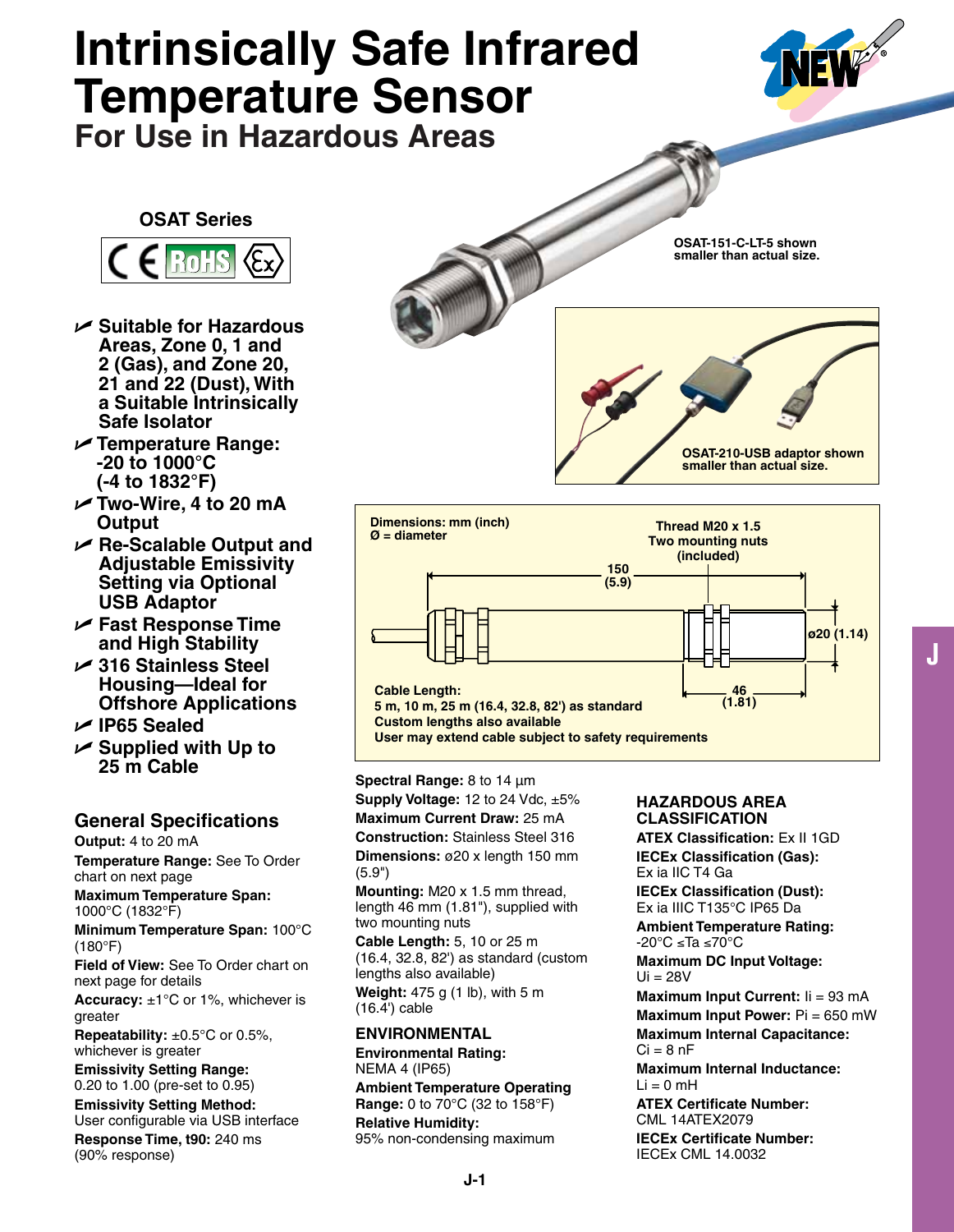# Intrinsically Safe Infrared Temperature Sensor

## For Use in Hazardous Areas

**OSAT Series**

OSAT-151-C-LT-5 shown smaller than actual size.

OSAT-210-USB adaptor shown smaller than actual size.

- **Suitable for Hazardous Areas, Zone 0, 1 and 2 (Gas), and Zone 20, 21 and 22 (Dust), With a Suitable Intrinsically Safe Isolator**
- **Temperature Range: -20 to 1000°C (-4 to 1832°F)**
- **Two-Wire, 4 to 20 mA Output**
- **Re-Scalable Output and Adjustable Emissivity Setting via Optional USB Adaptor**
- **Fast Response Time and High Stability**
- **316 Stainless Steel Housing—Ideal for Offshore Applications**
- **IP65 Sealed**
- **Supplied with Up to 25 m Cable**

Dimensions: mm (inch)
Ø = diameter

Thread M20 x 1.5
Two mounting nuts (included)

150
(5.9)

ø20 (1.14)

46
(1.81)

**Cable Length:**
**5 m, 10 m, 25 m (16.4, 32.8, 82') as standard**
**Custom lengths also available**
**User may extend cable subject to safety requirements**

## General Specifications

**Output:** 4 to 20 mA

**Temperature Range:** See To Order chart on next page

**Maximum Temperature Span:** 1000°C (1832°F)

**Minimum Temperature Span:** 100°C (180°F)

**Field of View:** See To Order chart on next page for details

**Accuracy:** ±1°C or 1%, whichever is greater

**Repeatability:** ±0.5°C or 0.5%, whichever is greater

**Emissivity Setting Range:** 0.20 to 1.00 (pre-set to 0.95)

**Emissivity Setting Method:** User configurable via USB interface

**Response Time, t90:** 240 ms (90% response)

**Spectral Range:** 8 to 14 µm

**Supply Voltage:** 12 to 24 Vdc, ±5%

**Maximum Current Draw:** 25 mA

**Construction:** Stainless Steel 316

**Dimensions:** ø20 x length 150 mm (5.9")

**Mounting:** M20 x 1.5 mm thread, length 46 mm (1.81"), supplied with two mounting nuts

**Cable Length:** 5, 10 or 25 m (16.4, 32.8, 82') as standard (custom lengths also available)

**Weight:** 475 g (1 lb), with 5 m (16.4') cable

### ENVIRONMENTAL

**Environmental Rating:** NEMA 4 (IP65)

**Ambient Temperature Operating Range:** 0 to 70°C (32 to 158°F)

**Relative Humidity:** 95% non-condensing maximum

### HAZARDOUS AREA CLASSIFICATION

**ATEX Classification:** Ex II 1GD

**IECEx Classification (Gas):** Ex ia IIC T4 Ga

**IECEx Classification (Dust):** Ex ia IIIC T135°C IP65 Da

**Ambient Temperature Rating:** -20°C ≤Ta ≤70°C

**Maximum DC Input Voltage:** Ui = 28V

**Maximum Input Current:** Ii = 93 mA

**Maximum Input Power:** Pi = 650 mW

**Maximum Internal Capacitance:** Ci = 8 nF

**Maximum Internal Inductance:** Li = 0 mH

**ATEX Certificate Number:** CML 14ATEX2079

**IECEx Certificate Number:** IECEx CML 14.0032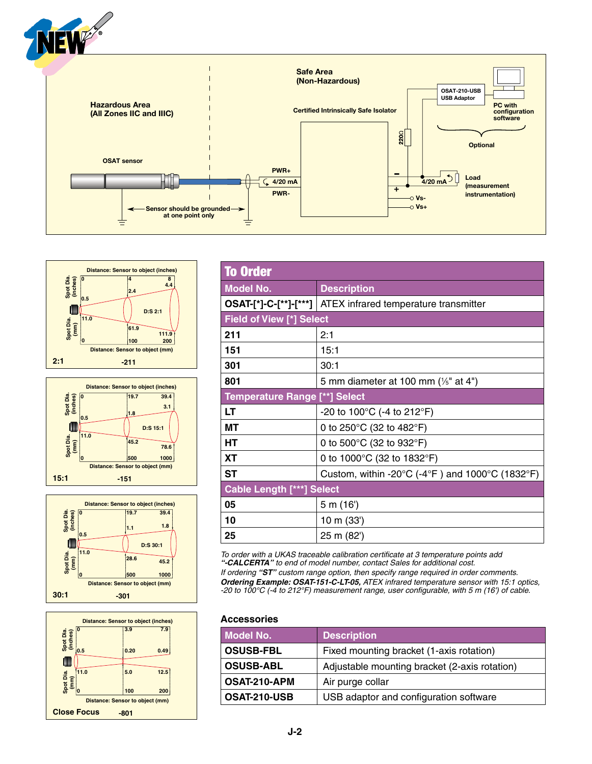NEW

Hazardous Area
(All Zones IIC and IIIC)

Safe Area
(Non-Hazardous)

Certified Intrinsically Safe Isolator

OSAT-210-USB
USB Adaptor

PC with configuration software

Optional

OSAT sensor

PWR+
4/20 mA
PWR-

220Ω

4/20 mA

Load (measurement instrumentation)

Vs-
Vs+

Sensor should be grounded at one point only

Distance: Sensor to object (inches)
0 4 8
4.4
2.4
0.5
D:S 2:1
11.0
61.9
111.9
0 100 200
Distance: Sensor to object (mm)
Spot Dia. (inches)
Spot Dia. (mm)
2:1 -211

Distance: Sensor to object (inches)
0 19.7 39.4
3.1
1.8
0.5
D:S 15:1
11.0
45.2
78.6
0 500 1000
Distance: Sensor to object (mm)
Spot Dia. (inches)
Spot Dia. (mm)
15:1 -151

Distance: Sensor to object (inches)
0 19.7 39.4
1.8
1.1
0.5
D:S 30:1
11.0
28.6
45.2
0 500 1000
Distance: Sensor to object (mm)
Spot Dia. (inches)
Spot Dia. (mm)
30:1 -301

Distance: Sensor to object (inches)
0 3.9 7.9
0.5 0.20 0.49
11.0 5.0 12.5
0 100 200
Distance: Sensor to object (mm)
Spot Dia. (inches)
Spot Dia. (mm)
Close Focus -801

## To Order

| Model No. | Description |
|---|---|
| OSAT-[*]-C-[**]-[***] | ATEX infrared temperature transmitter |
| **Field of View [*] Select** | |
| 211 | 2:1 |
| 151 | 15:1 |
| 301 | 30:1 |
| 801 | 5 mm diameter at 100 mm (⅕" at 4") |
| **Temperature Range [**] Select** | |
| LT | -20 to 100°C (-4 to 212°F) |
| MT | 0 to 250°C (32 to 482°F) |
| HT | 0 to 500°C (32 to 932°F) |
| XT | 0 to 1000°C (32 to 1832°F) |
| ST | Custom, within -20°C (-4°F ) and 1000°C (1832°F) |
| **Cable Length [***] Select** | |
| 05 | 5 m (16') |
| 10 | 10 m (33') |
| 25 | 25 m (82') |

*To order with a UKAS traceable calibration certificate at 3 temperature points add* ***"-CALCERTA"*** *to end of model number, contact Sales for additional cost.*
*If ordering* ***"ST"*** *custom range option, then specify range required in order comments.*
***Ordering Example: OSAT-151-C-LT-05,*** *ATEX infrared temperature sensor with 15:1 optics, -20 to 100°C (-4 to 212°F) measurement range, user configurable, with 5 m (16') of cable.*

### Accessories

| Model No. | Description |
|---|---|
| OSUSB-FBL | Fixed mounting bracket (1-axis rotation) |
| OSUSB-ABL | Adjustable mounting bracket (2-axis rotation) |
| OSAT-210-APM | Air purge collar |
| OSAT-210-USB | USB adaptor and configuration software |